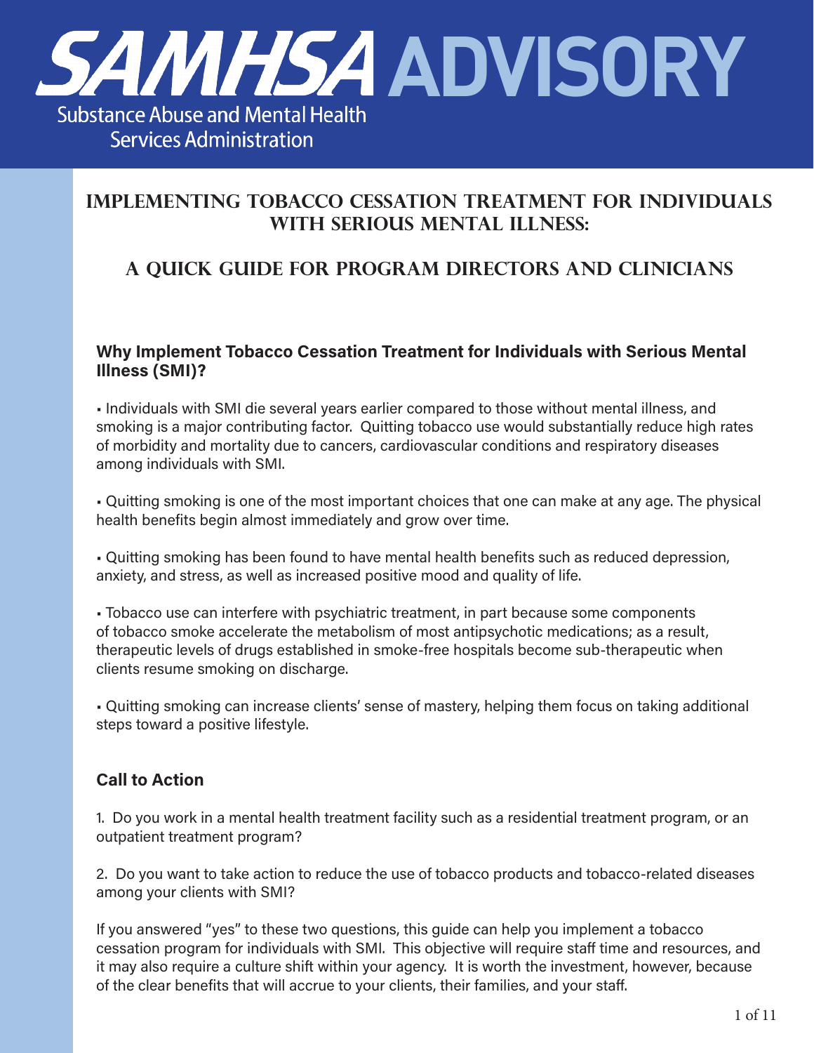# SAMHSA ADVISORY

Substance Abuse and Mental Health Services Administration

## IMPLEMENTING TOBACCO CESSATION TREATMENT FOR INDIVIDUALS WITH SERIOUS MENTAL ILLNESS:

## A QUICK GUIDE FOR PROGRAM DIRECTORS AND CLINICIANS

### Why Implement Tobacco Cessation Treatment for Individuals with Serious Mental Illness (SMI)?

- Individuals with SMI die several years earlier compared to those without mental illness, and smoking is a major contributing factor. Quitting tobacco use would substantially reduce high rates of morbidity and mortality due to cancers, cardiovascular conditions and respiratory diseases among individuals with SMI.

- Quitting smoking is one of the most important choices that one can make at any age. The physical health benefits begin almost immediately and grow over time.

- Quitting smoking has been found to have mental health benefits such as reduced depression, anxiety, and stress, as well as increased positive mood and quality of life.

- Tobacco use can interfere with psychiatric treatment, in part because some components of tobacco smoke accelerate the metabolism of most antipsychotic medications; as a result, therapeutic levels of drugs established in smoke-free hospitals become sub-therapeutic when clients resume smoking on discharge.

- Quitting smoking can increase clients' sense of mastery, helping them focus on taking additional steps toward a positive lifestyle.

### Call to Action

1. Do you work in a mental health treatment facility such as a residential treatment program, or an outpatient treatment program?

2. Do you want to take action to reduce the use of tobacco products and tobacco-related diseases among your clients with SMI?

If you answered "yes" to these two questions, this guide can help you implement a tobacco cessation program for individuals with SMI. This objective will require staff time and resources, and it may also require a culture shift within your agency. It is worth the investment, however, because of the clear benefits that will accrue to your clients, their families, and your staff.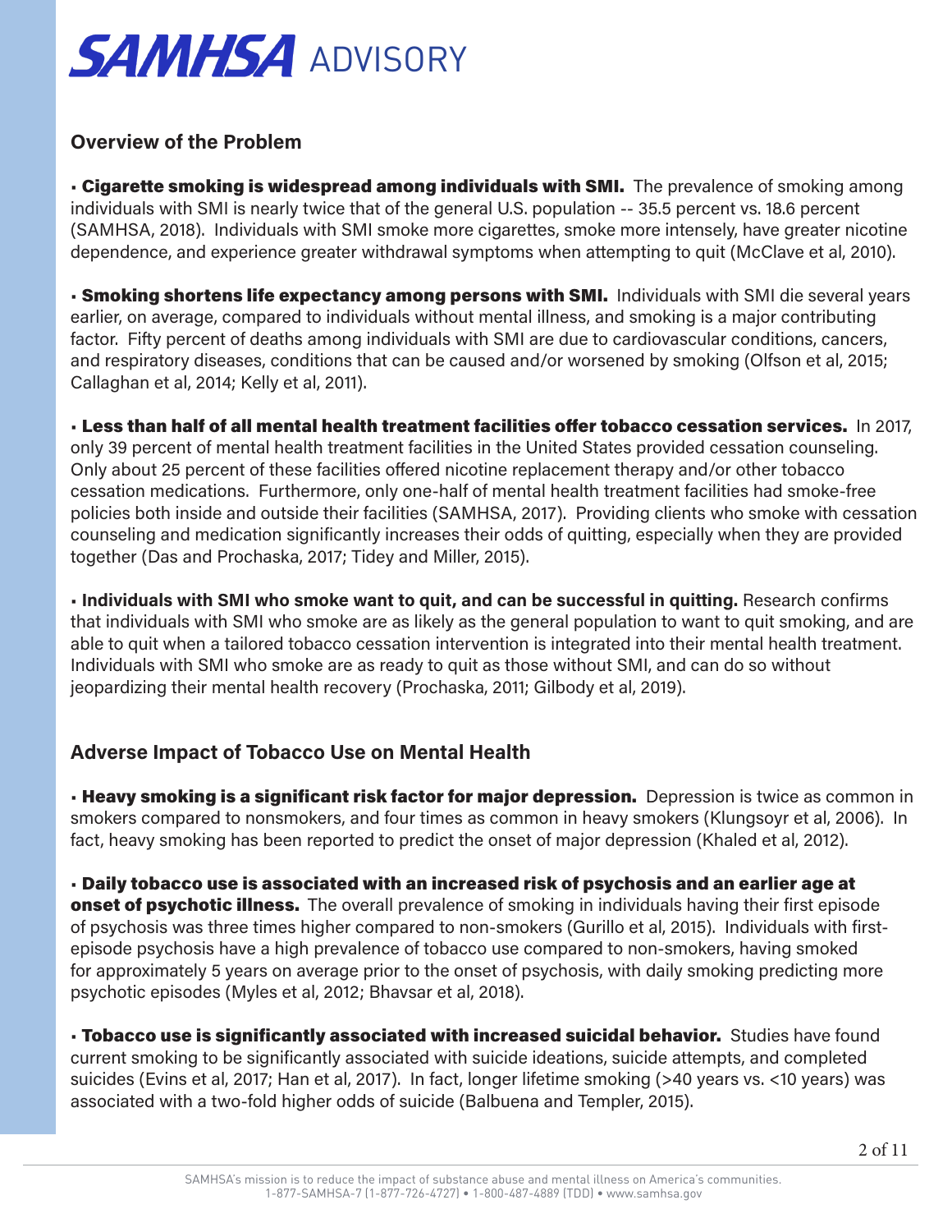## Overview of the Problem

- **Cigarette smoking is widespread among individuals with SMI.** The prevalence of smoking among individuals with SMI is nearly twice that of the general U.S. population -- 35.5 percent vs. 18.6 percent (SAMHSA, 2018). Individuals with SMI smoke more cigarettes, smoke more intensely, have greater nicotine dependence, and experience greater withdrawal symptoms when attempting to quit (McClave et al, 2010).

- **Smoking shortens life expectancy among persons with SMI.** Individuals with SMI die several years earlier, on average, compared to individuals without mental illness, and smoking is a major contributing factor. Fifty percent of deaths among individuals with SMI are due to cardiovascular conditions, cancers, and respiratory diseases, conditions that can be caused and/or worsened by smoking (Olfson et al, 2015; Callaghan et al, 2014; Kelly et al, 2011).

- **Less than half of all mental health treatment facilities offer tobacco cessation services.** In 2017, only 39 percent of mental health treatment facilities in the United States provided cessation counseling. Only about 25 percent of these facilities offered nicotine replacement therapy and/or other tobacco cessation medications. Furthermore, only one-half of mental health treatment facilities had smoke-free policies both inside and outside their facilities (SAMHSA, 2017). Providing clients who smoke with cessation counseling and medication significantly increases their odds of quitting, especially when they are provided together (Das and Prochaska, 2017; Tidey and Miller, 2015).

- **Individuals with SMI who smoke want to quit, and can be successful in quitting.** Research confirms that individuals with SMI who smoke are as likely as the general population to want to quit smoking, and are able to quit when a tailored tobacco cessation intervention is integrated into their mental health treatment. Individuals with SMI who smoke are as ready to quit as those without SMI, and can do so without jeopardizing their mental health recovery (Prochaska, 2011; Gilbody et al, 2019).

## Adverse Impact of Tobacco Use on Mental Health

- **Heavy smoking is a significant risk factor for major depression.** Depression is twice as common in smokers compared to nonsmokers, and four times as common in heavy smokers (Klungsoyr et al, 2006). In fact, heavy smoking has been reported to predict the onset of major depression (Khaled et al, 2012).

- **Daily tobacco use is associated with an increased risk of psychosis and an earlier age at onset of psychotic illness.** The overall prevalence of smoking in individuals having their first episode of psychosis was three times higher compared to non-smokers (Gurillo et al, 2015). Individuals with first-episode psychosis have a high prevalence of tobacco use compared to non-smokers, having smoked for approximately 5 years on average prior to the onset of psychosis, with daily smoking predicting more psychotic episodes (Myles et al, 2012; Bhavsar et al, 2018).

- **Tobacco use is significantly associated with increased suicidal behavior.** Studies have found current smoking to be significantly associated with suicide ideations, suicide attempts, and completed suicides (Evins et al, 2017; Han et al, 2017). In fact, longer lifetime smoking (>40 years vs. <10 years) was associated with a two-fold higher odds of suicide (Balbuena and Templer, 2015).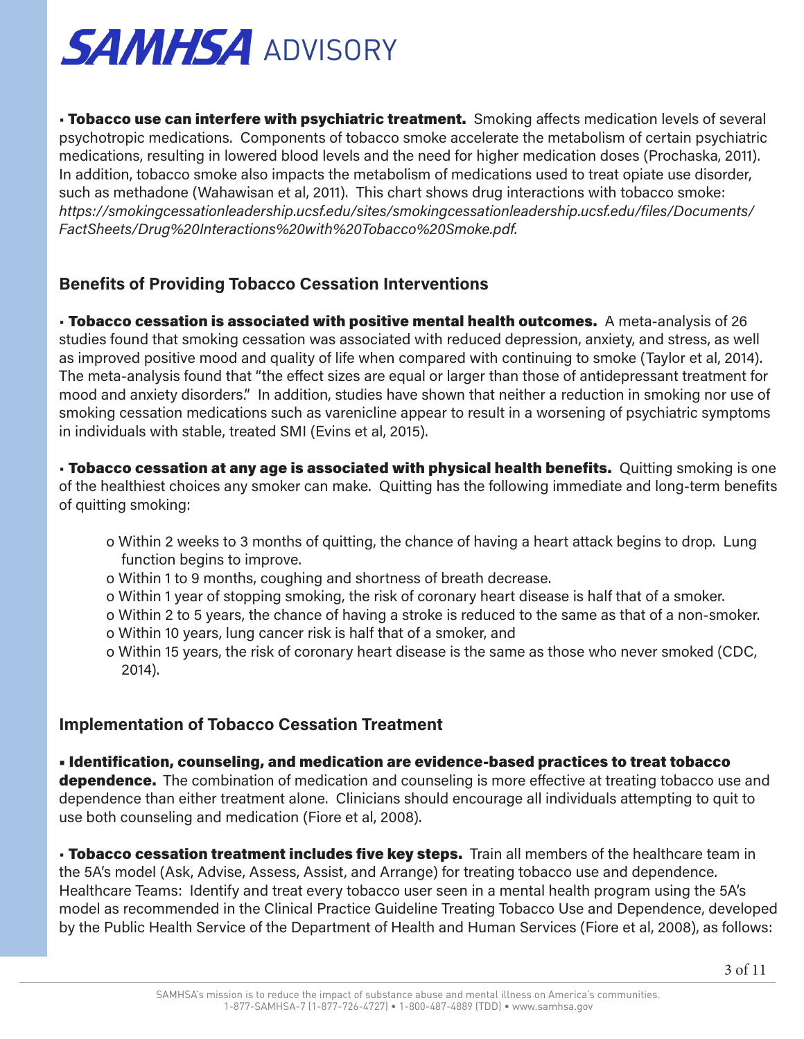- **Tobacco use can interfere with psychiatric treatment.** Smoking affects medication levels of several psychotropic medications. Components of tobacco smoke accelerate the metabolism of certain psychiatric medications, resulting in lowered blood levels and the need for higher medication doses (Prochaska, 2011). In addition, tobacco smoke also impacts the metabolism of medications used to treat opiate use disorder, such as methadone (Wahawisan et al, 2011). This chart shows drug interactions with tobacco smoke: *https://smokingcessationleadership.ucsf.edu/sites/smokingcessationleadership.ucsf.edu/files/Documents/FactSheets/Drug%20Interactions%20with%20Tobacco%20Smoke.pdf.*

## Benefits of Providing Tobacco Cessation Interventions

- **Tobacco cessation is associated with positive mental health outcomes.** A meta-analysis of 26 studies found that smoking cessation was associated with reduced depression, anxiety, and stress, as well as improved positive mood and quality of life when compared with continuing to smoke (Taylor et al, 2014). The meta-analysis found that "the effect sizes are equal or larger than those of antidepressant treatment for mood and anxiety disorders." In addition, studies have shown that neither a reduction in smoking nor use of smoking cessation medications such as varenicline appear to result in a worsening of psychiatric symptoms in individuals with stable, treated SMI (Evins et al, 2015).

- **Tobacco cessation at any age is associated with physical health benefits.** Quitting smoking is one of the healthiest choices any smoker can make. Quitting has the following immediate and long-term benefits of quitting smoking:

  - Within 2 weeks to 3 months of quitting, the chance of having a heart attack begins to drop. Lung function begins to improve.
  - Within 1 to 9 months, coughing and shortness of breath decrease.
  - Within 1 year of stopping smoking, the risk of coronary heart disease is half that of a smoker.
  - Within 2 to 5 years, the chance of having a stroke is reduced to the same as that of a non-smoker.
  - Within 10 years, lung cancer risk is half that of a smoker, and
  - Within 15 years, the risk of coronary heart disease is the same as those who never smoked (CDC, 2014).

## Implementation of Tobacco Cessation Treatment

- **Identification, counseling, and medication are evidence-based practices to treat tobacco dependence.** The combination of medication and counseling is more effective at treating tobacco use and dependence than either treatment alone. Clinicians should encourage all individuals attempting to quit to use both counseling and medication (Fiore et al, 2008).

- **Tobacco cessation treatment includes five key steps.** Train all members of the healthcare team in the 5A's model (Ask, Advise, Assess, Assist, and Arrange) for treating tobacco use and dependence. Healthcare Teams: Identify and treat every tobacco user seen in a mental health program using the 5A's model as recommended in the Clinical Practice Guideline Treating Tobacco Use and Dependence, developed by the Public Health Service of the Department of Health and Human Services (Fiore et al, 2008), as follows: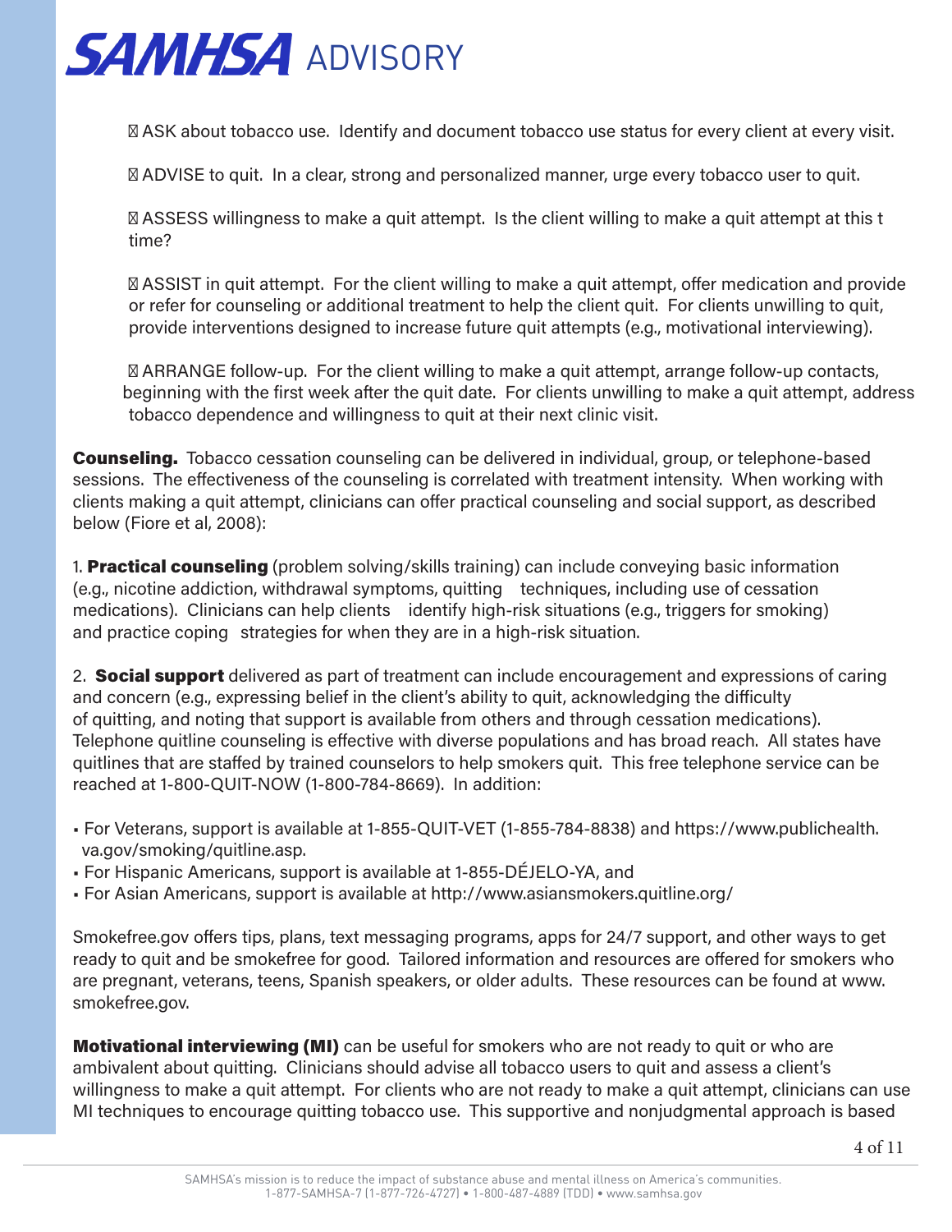- ASK about tobacco use. Identify and document tobacco use status for every client at every visit.
- ADVISE to quit. In a clear, strong and personalized manner, urge every tobacco user to quit.
- ASSESS willingness to make a quit attempt. Is the client willing to make a quit attempt at this t time?
- ASSIST in quit attempt. For the client willing to make a quit attempt, offer medication and provide or refer for counseling or additional treatment to help the client quit. For clients unwilling to quit, provide interventions designed to increase future quit attempts (e.g., motivational interviewing).
- ARRANGE follow-up. For the client willing to make a quit attempt, arrange follow-up contacts, beginning with the first week after the quit date. For clients unwilling to make a quit attempt, address tobacco dependence and willingness to quit at their next clinic visit.

**Counseling.** Tobacco cessation counseling can be delivered in individual, group, or telephone-based sessions. The effectiveness of the counseling is correlated with treatment intensity. When working with clients making a quit attempt, clinicians can offer practical counseling and social support, as described below (Fiore et al, 2008):

1. **Practical counseling** (problem solving/skills training) can include conveying basic information (e.g., nicotine addiction, withdrawal symptoms, quitting techniques, including use of cessation medications). Clinicians can help clients identify high-risk situations (e.g., triggers for smoking) and practice coping strategies for when they are in a high-risk situation.

2. **Social support** delivered as part of treatment can include encouragement and expressions of caring and concern (e.g., expressing belief in the client's ability to quit, acknowledging the difficulty of quitting, and noting that support is available from others and through cessation medications). Telephone quitline counseling is effective with diverse populations and has broad reach. All states have quitlines that are staffed by trained counselors to help smokers quit. This free telephone service can be reached at 1-800-QUIT-NOW (1-800-784-8669). In addition:

- For Veterans, support is available at 1-855-QUIT-VET (1-855-784-8838) and https://www.publichealth.va.gov/smoking/quitline.asp.
- For Hispanic Americans, support is available at 1-855-DÉJELO-YA, and
- For Asian Americans, support is available at http://www.asiansmokers.quitline.org/

Smokefree.gov offers tips, plans, text messaging programs, apps for 24/7 support, and other ways to get ready to quit and be smokefree for good. Tailored information and resources are offered for smokers who are pregnant, veterans, teens, Spanish speakers, or older adults. These resources can be found at www.smokefree.gov.

**Motivational interviewing (MI)** can be useful for smokers who are not ready to quit or who are ambivalent about quitting. Clinicians should advise all tobacco users to quit and assess a client's willingness to make a quit attempt. For clients who are not ready to make a quit attempt, clinicians can use MI techniques to encourage quitting tobacco use. This supportive and nonjudgmental approach is based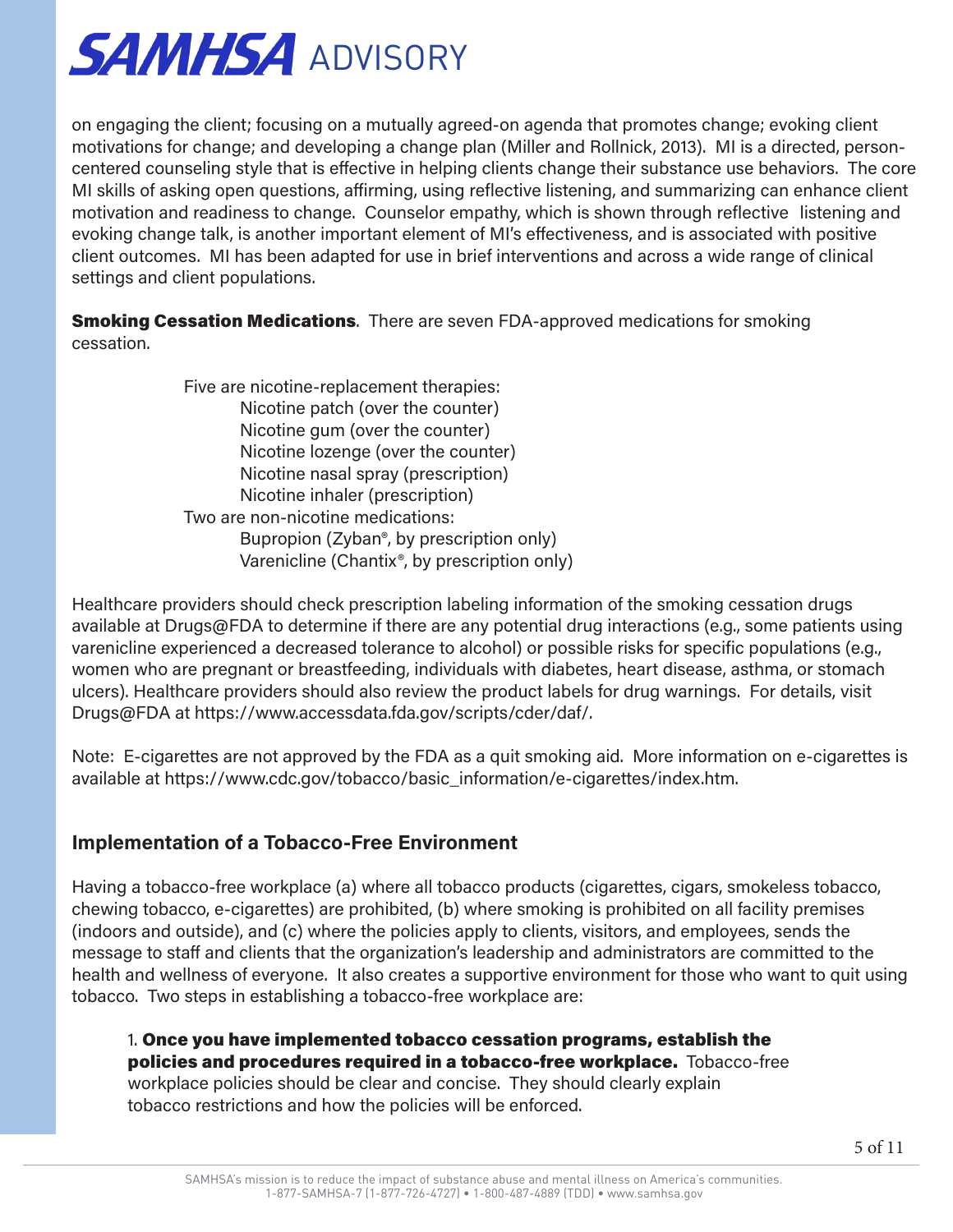on engaging the client; focusing on a mutually agreed-on agenda that promotes change; evoking client motivations for change; and developing a change plan (Miller and Rollnick, 2013). MI is a directed, person-centered counseling style that is effective in helping clients change their substance use behaviors. The core MI skills of asking open questions, affirming, using reflective listening, and summarizing can enhance client motivation and readiness to change. Counselor empathy, which is shown through reflective listening and evoking change talk, is another important element of MI's effectiveness, and is associated with positive client outcomes. MI has been adapted for use in brief interventions and across a wide range of clinical settings and client populations.

**Smoking Cessation Medications**. There are seven FDA-approved medications for smoking cessation.

- Five are nicotine-replacement therapies:
  - Nicotine patch (over the counter)
  - Nicotine gum (over the counter)
  - Nicotine lozenge (over the counter)
  - Nicotine nasal spray (prescription)
  - Nicotine inhaler (prescription)
- Two are non-nicotine medications:
  - Bupropion (Zyban®, by prescription only)
  - Varenicline (Chantix®, by prescription only)

Healthcare providers should check prescription labeling information of the smoking cessation drugs available at Drugs@FDA to determine if there are any potential drug interactions (e.g., some patients using varenicline experienced a decreased tolerance to alcohol) or possible risks for specific populations (e.g., women who are pregnant or breastfeeding, individuals with diabetes, heart disease, asthma, or stomach ulcers). Healthcare providers should also review the product labels for drug warnings. For details, visit Drugs@FDA at https://www.accessdata.fda.gov/scripts/cder/daf/.

Note: E-cigarettes are not approved by the FDA as a quit smoking aid. More information on e-cigarettes is available at https://www.cdc.gov/tobacco/basic_information/e-cigarettes/index.htm.

## Implementation of a Tobacco-Free Environment

Having a tobacco-free workplace (a) where all tobacco products (cigarettes, cigars, smokeless tobacco, chewing tobacco, e-cigarettes) are prohibited, (b) where smoking is prohibited on all facility premises (indoors and outside), and (c) where the policies apply to clients, visitors, and employees, sends the message to staff and clients that the organization's leadership and administrators are committed to the health and wellness of everyone. It also creates a supportive environment for those who want to quit using tobacco. Two steps in establishing a tobacco-free workplace are:

1. **Once you have implemented tobacco cessation programs, establish the policies and procedures required in a tobacco-free workplace.** Tobacco-free workplace policies should be clear and concise. They should clearly explain tobacco restrictions and how the policies will be enforced.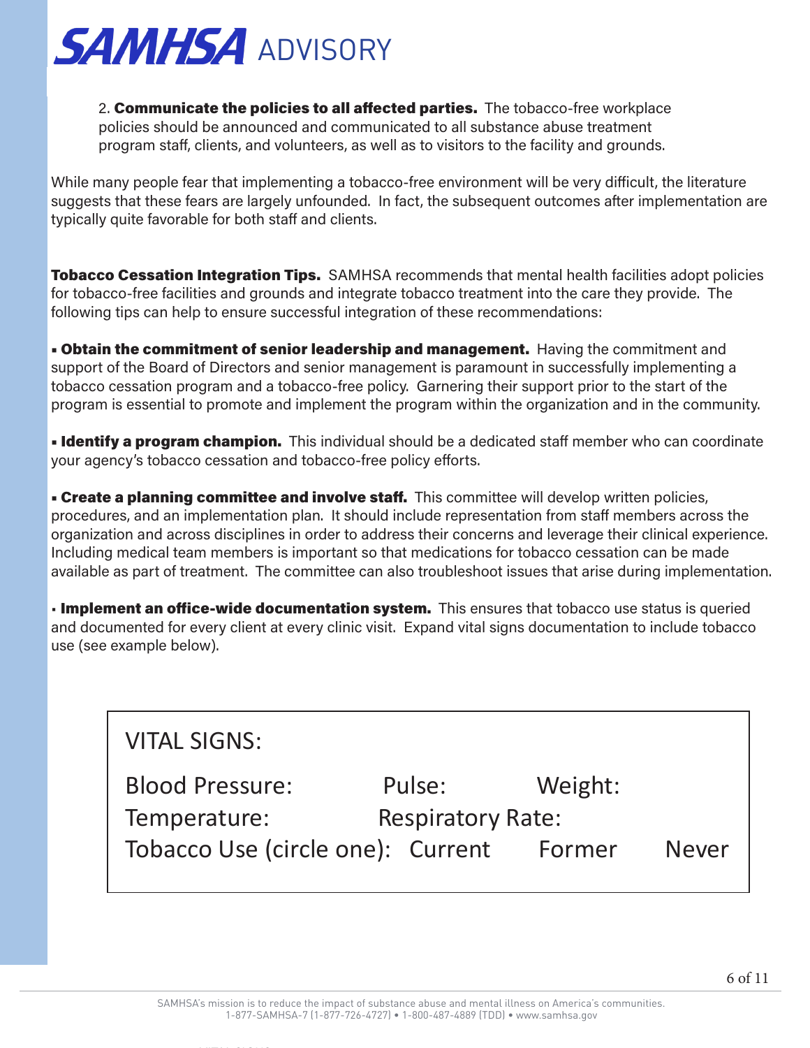2. **Communicate the policies to all affected parties.** The tobacco-free workplace policies should be announced and communicated to all substance abuse treatment program staff, clients, and volunteers, as well as to visitors to the facility and grounds.

While many people fear that implementing a tobacco-free environment will be very difficult, the literature suggests that these fears are largely unfounded. In fact, the subsequent outcomes after implementation are typically quite favorable for both staff and clients.

**Tobacco Cessation Integration Tips.** SAMHSA recommends that mental health facilities adopt policies for tobacco-free facilities and grounds and integrate tobacco treatment into the care they provide. The following tips can help to ensure successful integration of these recommendations:

- **Obtain the commitment of senior leadership and management.** Having the commitment and support of the Board of Directors and senior management is paramount in successfully implementing a tobacco cessation program and a tobacco-free policy. Garnering their support prior to the start of the program is essential to promote and implement the program within the organization and in the community.

- **Identify a program champion.** This individual should be a dedicated staff member who can coordinate your agency's tobacco cessation and tobacco-free policy efforts.

- **Create a planning committee and involve staff.** This committee will develop written policies, procedures, and an implementation plan. It should include representation from staff members across the organization and across disciplines in order to address their concerns and leverage their clinical experience. Including medical team members is important so that medications for tobacco cessation can be made available as part of treatment. The committee can also troubleshoot issues that arise during implementation.

- **Implement an office-wide documentation system.** This ensures that tobacco use status is queried and documented for every client at every clinic visit. Expand vital signs documentation to include tobacco use (see example below).

```
VITAL SIGNS:

Blood Pressure:            Pulse:          Weight:
Temperature:               Respiratory Rate:
Tobacco Use (circle one):  Current      Former      Never
```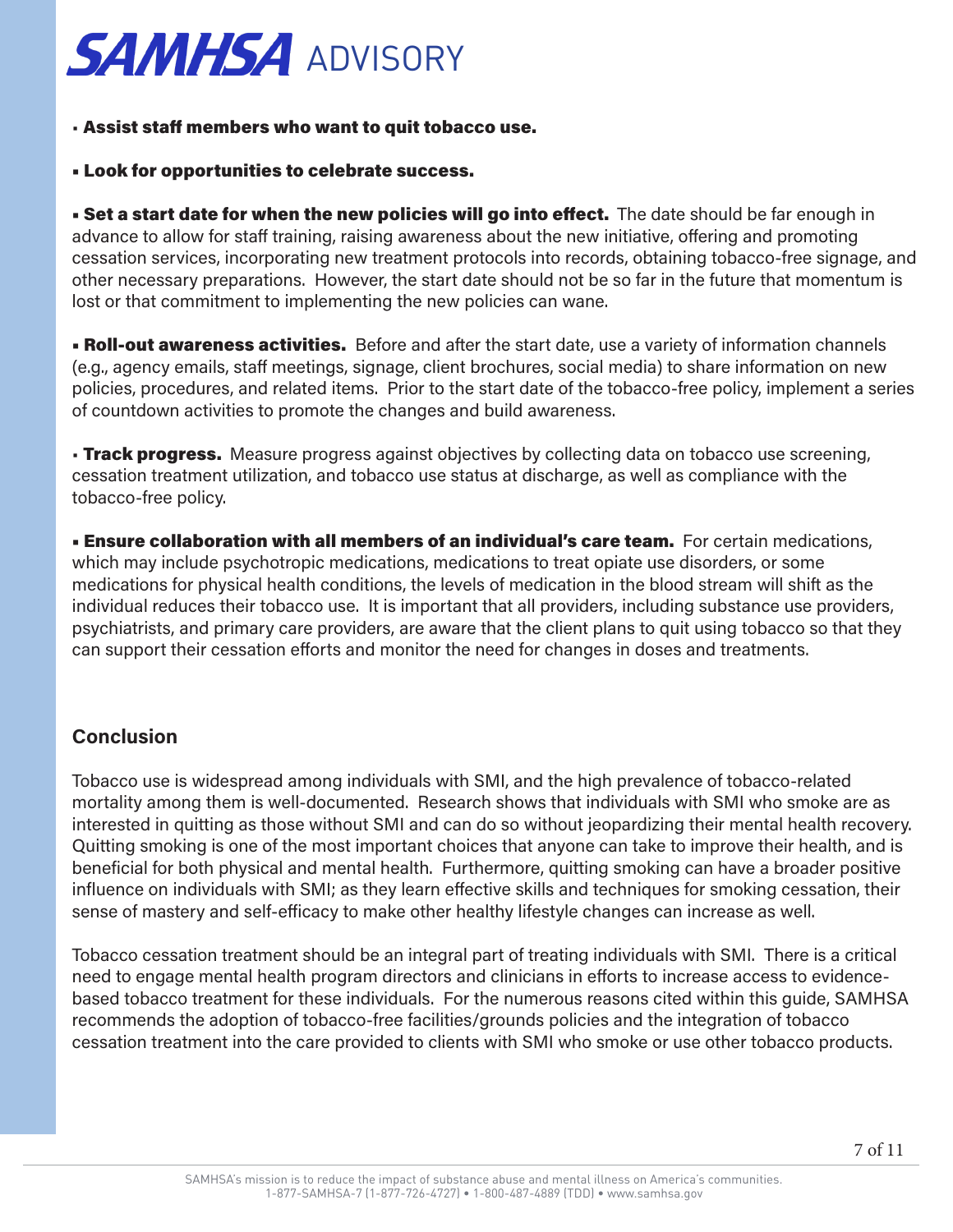- **Assist staff members who want to quit tobacco use.**

- **Look for opportunities to celebrate success.**

- **Set a start date for when the new policies will go into effect.** The date should be far enough in advance to allow for staff training, raising awareness about the new initiative, offering and promoting cessation services, incorporating new treatment protocols into records, obtaining tobacco-free signage, and other necessary preparations. However, the start date should not be so far in the future that momentum is lost or that commitment to implementing the new policies can wane.

- **Roll-out awareness activities.** Before and after the start date, use a variety of information channels (e.g., agency emails, staff meetings, signage, client brochures, social media) to share information on new policies, procedures, and related items. Prior to the start date of the tobacco-free policy, implement a series of countdown activities to promote the changes and build awareness.

- **Track progress.** Measure progress against objectives by collecting data on tobacco use screening, cessation treatment utilization, and tobacco use status at discharge, as well as compliance with the tobacco-free policy.

- **Ensure collaboration with all members of an individual's care team.** For certain medications, which may include psychotropic medications, medications to treat opiate use disorders, or some medications for physical health conditions, the levels of medication in the blood stream will shift as the individual reduces their tobacco use. It is important that all providers, including substance use providers, psychiatrists, and primary care providers, are aware that the client plans to quit using tobacco so that they can support their cessation efforts and monitor the need for changes in doses and treatments.

## Conclusion

Tobacco use is widespread among individuals with SMI, and the high prevalence of tobacco-related mortality among them is well-documented. Research shows that individuals with SMI who smoke are as interested in quitting as those without SMI and can do so without jeopardizing their mental health recovery. Quitting smoking is one of the most important choices that anyone can take to improve their health, and is beneficial for both physical and mental health. Furthermore, quitting smoking can have a broader positive influence on individuals with SMI; as they learn effective skills and techniques for smoking cessation, their sense of mastery and self-efficacy to make other healthy lifestyle changes can increase as well.

Tobacco cessation treatment should be an integral part of treating individuals with SMI. There is a critical need to engage mental health program directors and clinicians in efforts to increase access to evidence-based tobacco treatment for these individuals. For the numerous reasons cited within this guide, SAMHSA recommends the adoption of tobacco-free facilities/grounds policies and the integration of tobacco cessation treatment into the care provided to clients with SMI who smoke or use other tobacco products.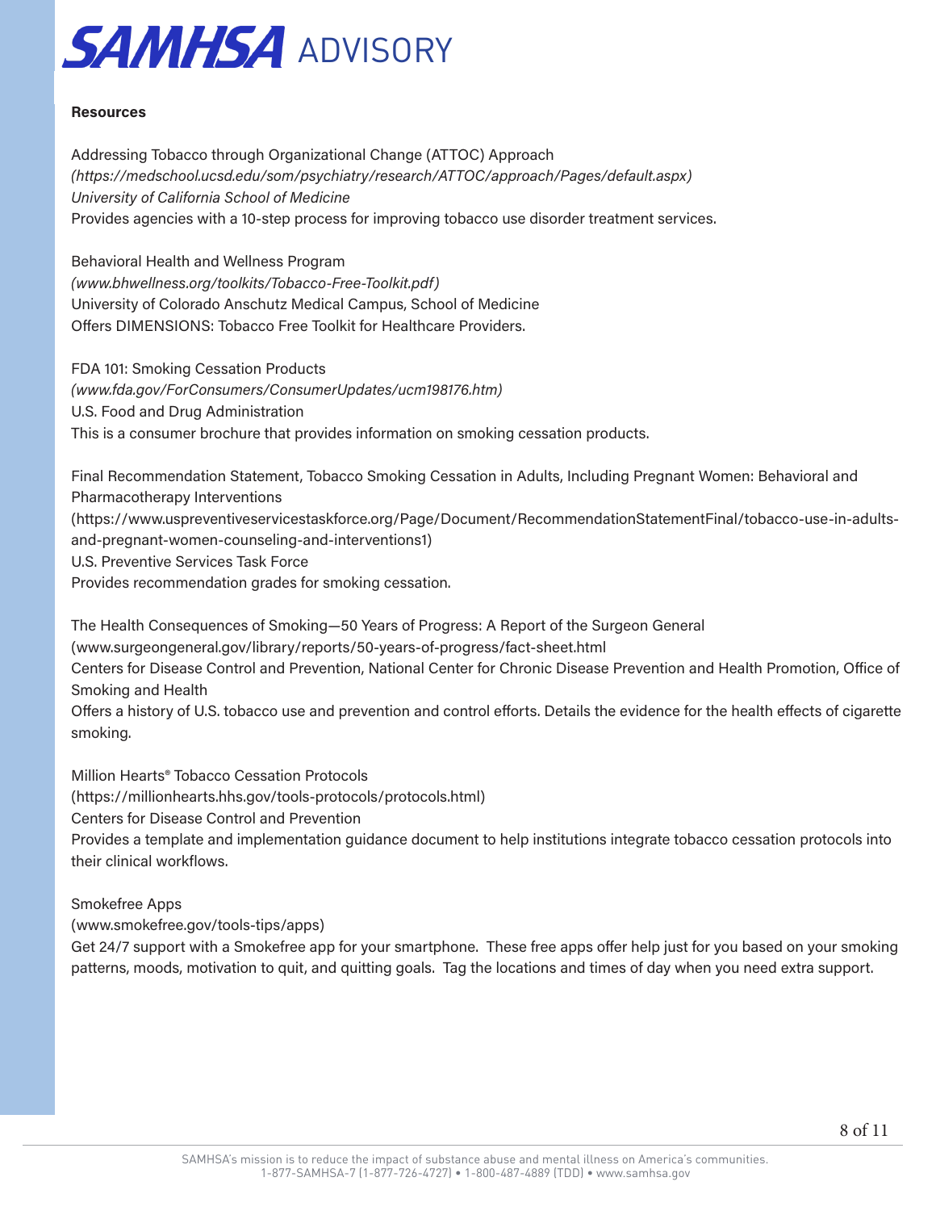**Resources**

Addressing Tobacco through Organizational Change (ATTOC) Approach
*(https://medschool.ucsd.edu/som/psychiatry/research/ATTOC/approach/Pages/default.aspx)*
*University of California School of Medicine*
Provides agencies with a 10-step process for improving tobacco use disorder treatment services.

Behavioral Health and Wellness Program
*(www.bhwellness.org/toolkits/Tobacco-Free-Toolkit.pdf)*
University of Colorado Anschutz Medical Campus, School of Medicine
Offers DIMENSIONS: Tobacco Free Toolkit for Healthcare Providers.

FDA 101: Smoking Cessation Products
*(www.fda.gov/ForConsumers/ConsumerUpdates/ucm198176.htm)*
U.S. Food and Drug Administration
This is a consumer brochure that provides information on smoking cessation products.

Final Recommendation Statement, Tobacco Smoking Cessation in Adults, Including Pregnant Women: Behavioral and Pharmacotherapy Interventions
(https://www.uspreventiveservicestaskforce.org/Page/Document/RecommendationStatementFinal/tobacco-use-in-adults-and-pregnant-women-counseling-and-interventions1)
U.S. Preventive Services Task Force
Provides recommendation grades for smoking cessation.

The Health Consequences of Smoking—50 Years of Progress: A Report of the Surgeon General
(www.surgeongeneral.gov/library/reports/50-years-of-progress/fact-sheet.html
Centers for Disease Control and Prevention, National Center for Chronic Disease Prevention and Health Promotion, Office of Smoking and Health
Offers a history of U.S. tobacco use and prevention and control efforts. Details the evidence for the health effects of cigarette smoking.

Million Hearts® Tobacco Cessation Protocols
(https://millionhearts.hhs.gov/tools-protocols/protocols.html)
Centers for Disease Control and Prevention
Provides a template and implementation guidance document to help institutions integrate tobacco cessation protocols into their clinical workflows.

Smokefree Apps
(www.smokefree.gov/tools-tips/apps)
Get 24/7 support with a Smokefree app for your smartphone. These free apps offer help just for you based on your smoking patterns, moods, motivation to quit, and quitting goals. Tag the locations and times of day when you need extra support.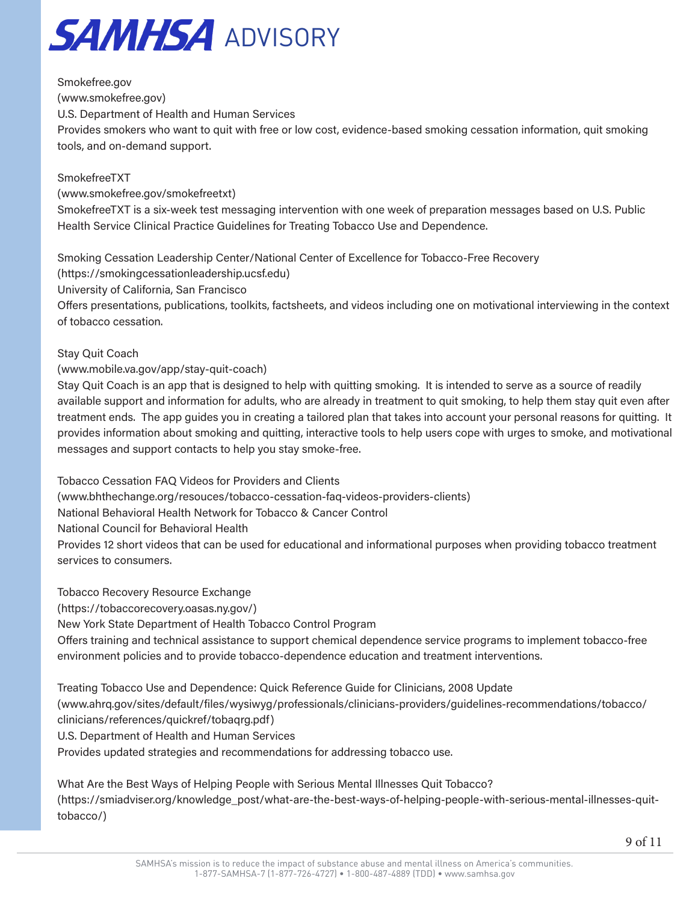Smokefree.gov  
(www.smokefree.gov)  
U.S. Department of Health and Human Services  
Provides smokers who want to quit with free or low cost, evidence-based smoking cessation information, quit smoking tools, and on-demand support.

SmokefreeTXT  
(www.smokefree.gov/smokefreetxt)  
SmokefreeTXT is a six-week test messaging intervention with one week of preparation messages based on U.S. Public Health Service Clinical Practice Guidelines for Treating Tobacco Use and Dependence.

Smoking Cessation Leadership Center/National Center of Excellence for Tobacco-Free Recovery  
(https://smokingcessationleadership.ucsf.edu)  
University of California, San Francisco  
Offers presentations, publications, toolkits, factsheets, and videos including one on motivational interviewing in the context of tobacco cessation.

Stay Quit Coach  
(www.mobile.va.gov/app/stay-quit-coach)  
Stay Quit Coach is an app that is designed to help with quitting smoking. It is intended to serve as a source of readily available support and information for adults, who are already in treatment to quit smoking, to help them stay quit even after treatment ends. The app guides you in creating a tailored plan that takes into account your personal reasons for quitting. It provides information about smoking and quitting, interactive tools to help users cope with urges to smoke, and motivational messages and support contacts to help you stay smoke-free.

Tobacco Cessation FAQ Videos for Providers and Clients  
(www.bhthechange.org/resouces/tobacco-cessation-faq-videos-providers-clients)  
National Behavioral Health Network for Tobacco & Cancer Control  
National Council for Behavioral Health  
Provides 12 short videos that can be used for educational and informational purposes when providing tobacco treatment services to consumers.

Tobacco Recovery Resource Exchange  
(https://tobaccorecovery.oasas.ny.gov/)  
New York State Department of Health Tobacco Control Program  
Offers training and technical assistance to support chemical dependence service programs to implement tobacco-free environment policies and to provide tobacco-dependence education and treatment interventions.

Treating Tobacco Use and Dependence: Quick Reference Guide for Clinicians, 2008 Update  
(www.ahrq.gov/sites/default/files/wysiwyg/professionals/clinicians-providers/guidelines-recommendations/tobacco/clinicians/references/quickref/tobaqrg.pdf)  
U.S. Department of Health and Human Services  
Provides updated strategies and recommendations for addressing tobacco use.

What Are the Best Ways of Helping People with Serious Mental Illnesses Quit Tobacco?  
(https://smiadviser.org/knowledge_post/what-are-the-best-ways-of-helping-people-with-serious-mental-illnesses-quit-tobacco/)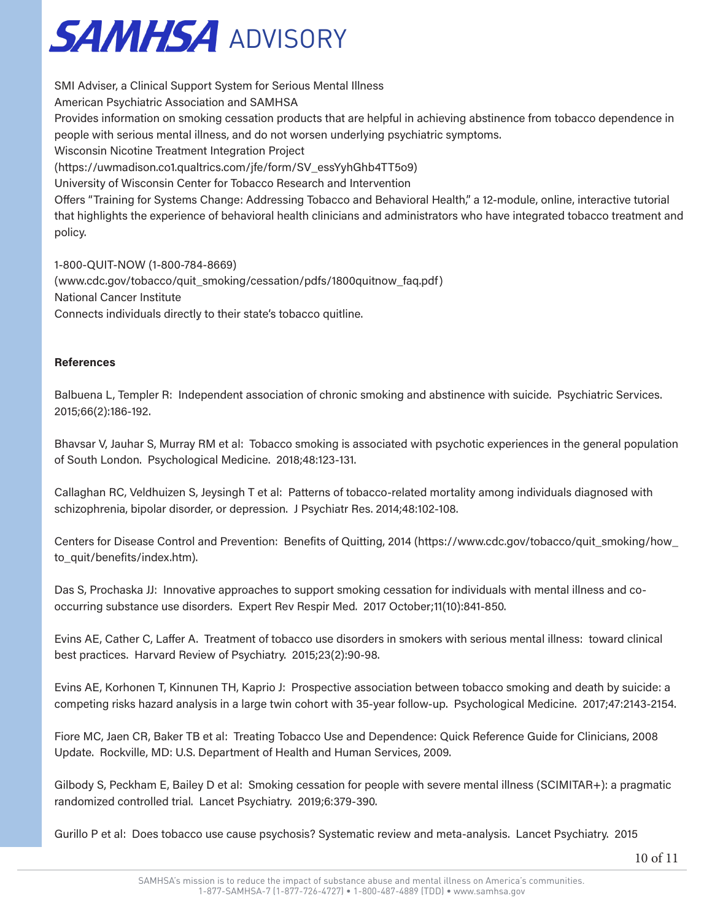SMI Adviser, a Clinical Support System for Serious Mental Illness
American Psychiatric Association and SAMHSA
Provides information on smoking cessation products that are helpful in achieving abstinence from tobacco dependence in people with serious mental illness, and do not worsen underlying psychiatric symptoms.
Wisconsin Nicotine Treatment Integration Project
(https://uwmadison.co1.qualtrics.com/jfe/form/SV_essYyhGhb4TT5o9)
University of Wisconsin Center for Tobacco Research and Intervention
Offers "Training for Systems Change: Addressing Tobacco and Behavioral Health," a 12-module, online, interactive tutorial that highlights the experience of behavioral health clinicians and administrators who have integrated tobacco treatment and policy.

1-800-QUIT-NOW (1-800-784-8669)
(www.cdc.gov/tobacco/quit_smoking/cessation/pdfs/1800quitnow_faq.pdf)
National Cancer Institute
Connects individuals directly to their state's tobacco quitline.

**References**

Balbuena L, Templer R: Independent association of chronic smoking and abstinence with suicide. Psychiatric Services. 2015;66(2):186-192.

Bhavsar V, Jauhar S, Murray RM et al: Tobacco smoking is associated with psychotic experiences in the general population of South London. Psychological Medicine. 2018;48:123-131.

Callaghan RC, Veldhuizen S, Jeysingh T et al: Patterns of tobacco-related mortality among individuals diagnosed with schizophrenia, bipolar disorder, or depression. J Psychiatr Res. 2014;48:102-108.

Centers for Disease Control and Prevention: Benefits of Quitting, 2014 (https://www.cdc.gov/tobacco/quit_smoking/how_to_quit/benefits/index.htm).

Das S, Prochaska JJ: Innovative approaches to support smoking cessation for individuals with mental illness and co-occurring substance use disorders. Expert Rev Respir Med. 2017 October;11(10):841-850.

Evins AE, Cather C, Laffer A. Treatment of tobacco use disorders in smokers with serious mental illness: toward clinical best practices. Harvard Review of Psychiatry. 2015;23(2):90-98.

Evins AE, Korhonen T, Kinnunen TH, Kaprio J: Prospective association between tobacco smoking and death by suicide: a competing risks hazard analysis in a large twin cohort with 35-year follow-up. Psychological Medicine. 2017;47:2143-2154.

Fiore MC, Jaen CR, Baker TB et al: Treating Tobacco Use and Dependence: Quick Reference Guide for Clinicians, 2008 Update. Rockville, MD: U.S. Department of Health and Human Services, 2009.

Gilbody S, Peckham E, Bailey D et al: Smoking cessation for people with severe mental illness (SCIMITAR+): a pragmatic randomized controlled trial. Lancet Psychiatry. 2019;6:379-390.

Gurillo P et al: Does tobacco use cause psychosis? Systematic review and meta-analysis. Lancet Psychiatry. 2015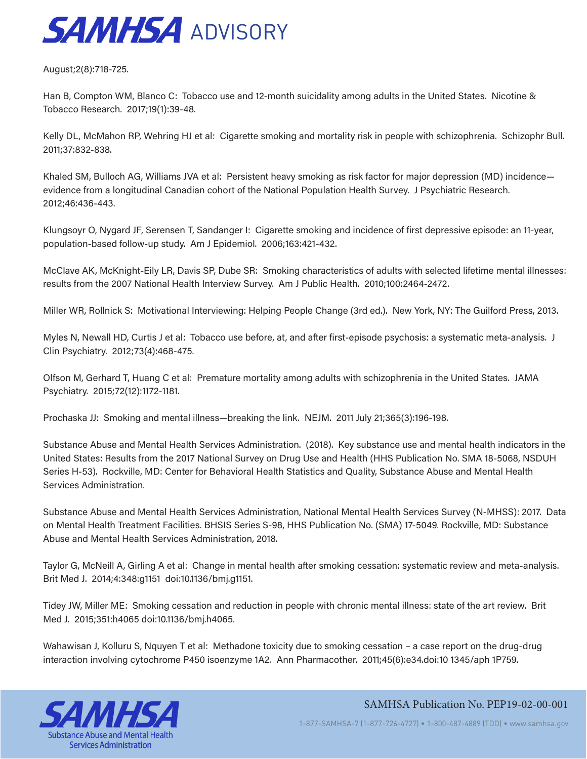August;2(8):718-725.

Han B, Compton WM, Blanco C: Tobacco use and 12-month suicidality among adults in the United States. Nicotine & Tobacco Research. 2017;19(1):39-48.

Kelly DL, McMahon RP, Wehring HJ et al: Cigarette smoking and mortality risk in people with schizophrenia. Schizophr Bull. 2011;37:832-838.

Khaled SM, Bulloch AG, Williams JVA et al: Persistent heavy smoking as risk factor for major depression (MD) incidence—evidence from a longitudinal Canadian cohort of the National Population Health Survey. J Psychiatric Research. 2012;46:436-443.

Klungsoyr O, Nygard JF, Serensen T, Sandanger I: Cigarette smoking and incidence of first depressive episode: an 11-year, population-based follow-up study. Am J Epidemiol. 2006;163:421-432.

McClave AK, McKnight-Eily LR, Davis SP, Dube SR: Smoking characteristics of adults with selected lifetime mental illnesses: results from the 2007 National Health Interview Survey. Am J Public Health. 2010;100:2464-2472.

Miller WR, Rollnick S: Motivational Interviewing: Helping People Change (3rd ed.). New York, NY: The Guilford Press, 2013.

Myles N, Newall HD, Curtis J et al: Tobacco use before, at, and after first-episode psychosis: a systematic meta-analysis. J Clin Psychiatry. 2012;73(4):468-475.

Olfson M, Gerhard T, Huang C et al: Premature mortality among adults with schizophrenia in the United States. JAMA Psychiatry. 2015;72(12):1172-1181.

Prochaska JJ: Smoking and mental illness—breaking the link. NEJM. 2011 July 21;365(3):196-198.

Substance Abuse and Mental Health Services Administration. (2018). Key substance use and mental health indicators in the United States: Results from the 2017 National Survey on Drug Use and Health (HHS Publication No. SMA 18-5068, NSDUH Series H-53). Rockville, MD: Center for Behavioral Health Statistics and Quality, Substance Abuse and Mental Health Services Administration.

Substance Abuse and Mental Health Services Administration, National Mental Health Services Survey (N-MHSS): 2017. Data on Mental Health Treatment Facilities. BHSIS Series S-98, HHS Publication No. (SMA) 17-5049. Rockville, MD: Substance Abuse and Mental Health Services Administration, 2018.

Taylor G, McNeill A, Girling A et al: Change in mental health after smoking cessation: systematic review and meta-analysis. Brit Med J. 2014;4:348:g1151 doi:10.1136/bmj.g1151.

Tidey JW, Miller ME: Smoking cessation and reduction in people with chronic mental illness: state of the art review. Brit Med J. 2015;351:h4065 doi:10.1136/bmj.h4065.

Wahawisan J, Kolluru S, Nquyen T et al: Methadone toxicity due to smoking cessation – a case report on the drug-drug interaction involving cytochrome P450 isoenzyme 1A2. Ann Pharmacother. 2011;45(6):e34.doi:10 1345/aph 1P759.

SAMHSA Substance Abuse and Mental Health Services Administration

SAMHSA Publication No. PEP19-02-00-001

1-877-SAMHSA-7 (1-877-726-4727) • 1-800-487-4889 (TDD) • www.samhsa.gov